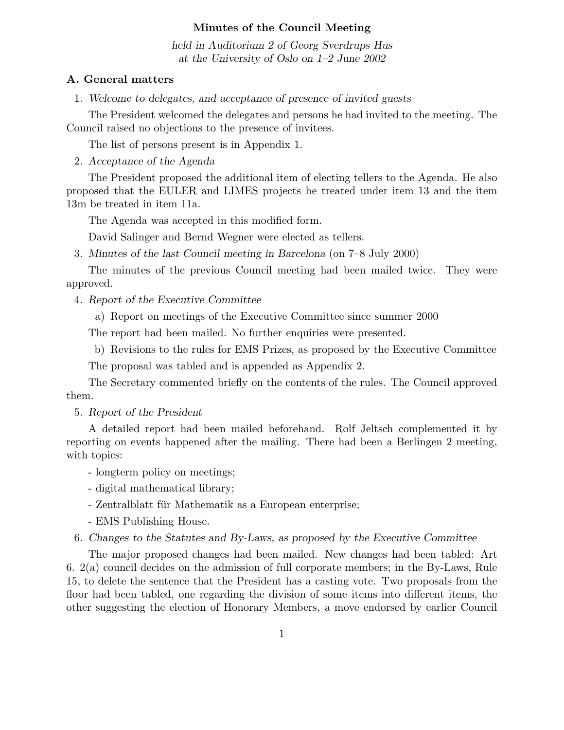# Minutes of the Council Meeting

*held in Auditorium 2 of Georg Sverdrups Hus*
*at the University of Oslo on 1–2 June 2002*

## A. General matters

1. *Welcome to delegates, and acceptance of presence of invited guests*

The President welcomed the delegates and persons he had invited to the meeting. The Council raised no objections to the presence of invitees.

The list of persons present is in Appendix 1.

2. *Acceptance of the Agenda*

The President proposed the additional item of electing tellers to the Agenda. He also proposed that the EULER and LIMES projects be treated under item 13 and the item 13m be treated in item 11a.

The Agenda was accepted in this modified form.

David Salinger and Bernd Wegner were elected as tellers.

3. *Minutes of the last Council meeting in Barcelona* (on 7–8 July 2000)

The minutes of the previous Council meeting had been mailed twice. They were approved.

4. *Report of the Executive Committee*

   a) Report on meetings of the Executive Committee since summer 2000

The report had been mailed. No further enquiries were presented.

   b) Revisions to the rules for EMS Prizes, as proposed by the Executive Committee

The proposal was tabled and is appended as Appendix 2.

The Secretary commented briefly on the contents of the rules. The Council approved them.

5. *Report of the President*

A detailed report had been mailed beforehand. Rolf Jeltsch complemented it by reporting on events happened after the mailing. There had been a Berlingen 2 meeting, with topics:

- longterm policy on meetings;
- digital mathematical library;
- Zentralblatt für Mathematik as a European enterprise;
- EMS Publishing House.

6. *Changes to the Statutes and By-Laws, as proposed by the Executive Committee*

The major proposed changes had been mailed. New changes had been tabled: Art 6. 2(a) council decides on the admission of full corporate members; in the By-Laws, Rule 15, to delete the sentence that the President has a casting vote. Two proposals from the floor had been tabled, one regarding the division of some items into different items, the other suggesting the election of Honorary Members, a move endorsed by earlier Council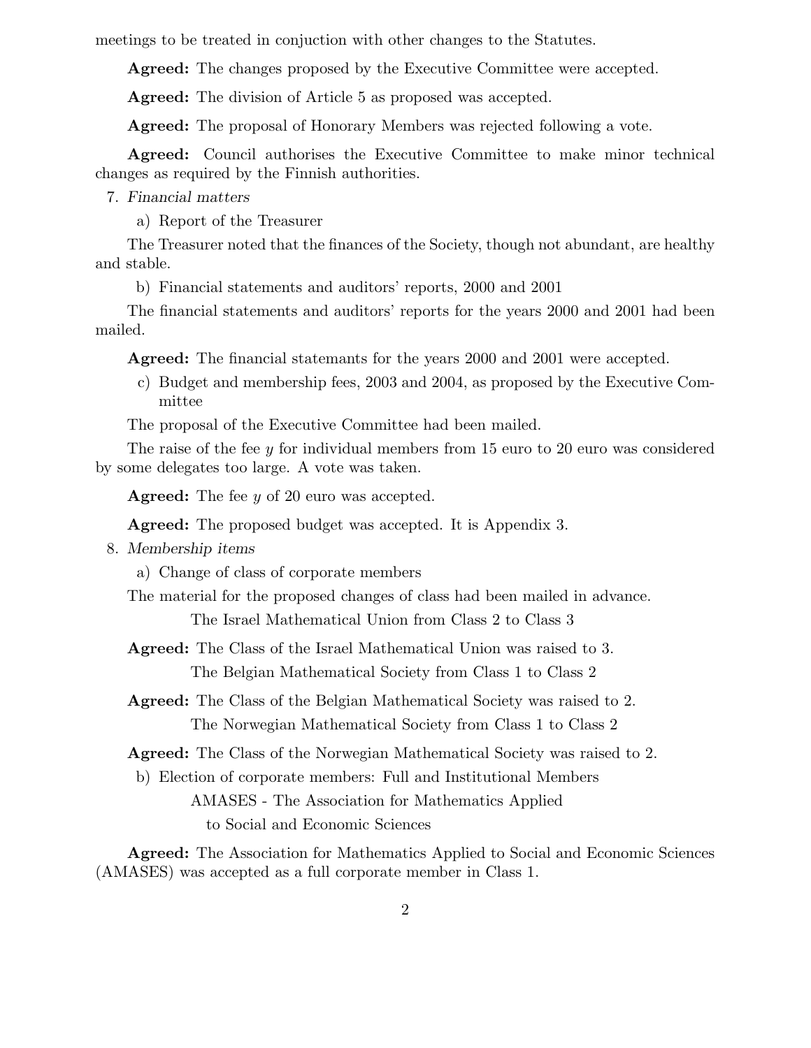meetings to be treated in conjuction with other changes to the Statutes.

**Agreed:** The changes proposed by the Executive Committee were accepted.

**Agreed:** The division of Article 5 as proposed was accepted.

**Agreed:** The proposal of Honorary Members was rejected following a vote.

**Agreed:** Council authorises the Executive Committee to make minor technical changes as required by the Finnish authorities.

7. *Financial matters*

   a) Report of the Treasurer

The Treasurer noted that the finances of the Society, though not abundant, are healthy and stable.

   b) Financial statements and auditors' reports, 2000 and 2001

The financial statements and auditors' reports for the years 2000 and 2001 had been mailed.

**Agreed:** The financial statemants for the years 2000 and 2001 were accepted.

   c) Budget and membership fees, 2003 and 2004, as proposed by the Executive Committee

The proposal of the Executive Committee had been mailed.

The raise of the fee $y$ for individual members from 15 euro to 20 euro was considered by some delegates too large. A vote was taken.

**Agreed:** The fee $y$ of 20 euro was accepted.

**Agreed:** The proposed budget was accepted. It is Appendix 3.

8. *Membership items*

   a) Change of class of corporate members

The material for the proposed changes of class had been mailed in advance.

The Israel Mathematical Union from Class 2 to Class 3

**Agreed:** The Class of the Israel Mathematical Union was raised to 3.

The Belgian Mathematical Society from Class 1 to Class 2

**Agreed:** The Class of the Belgian Mathematical Society was raised to 2.

The Norwegian Mathematical Society from Class 1 to Class 2

**Agreed:** The Class of the Norwegian Mathematical Society was raised to 2.

   b) Election of corporate members: Full and Institutional Members

AMASES - The Association for Mathematics Applied to Social and Economic Sciences

**Agreed:** The Association for Mathematics Applied to Social and Economic Sciences (AMASES) was accepted as a full corporate member in Class 1.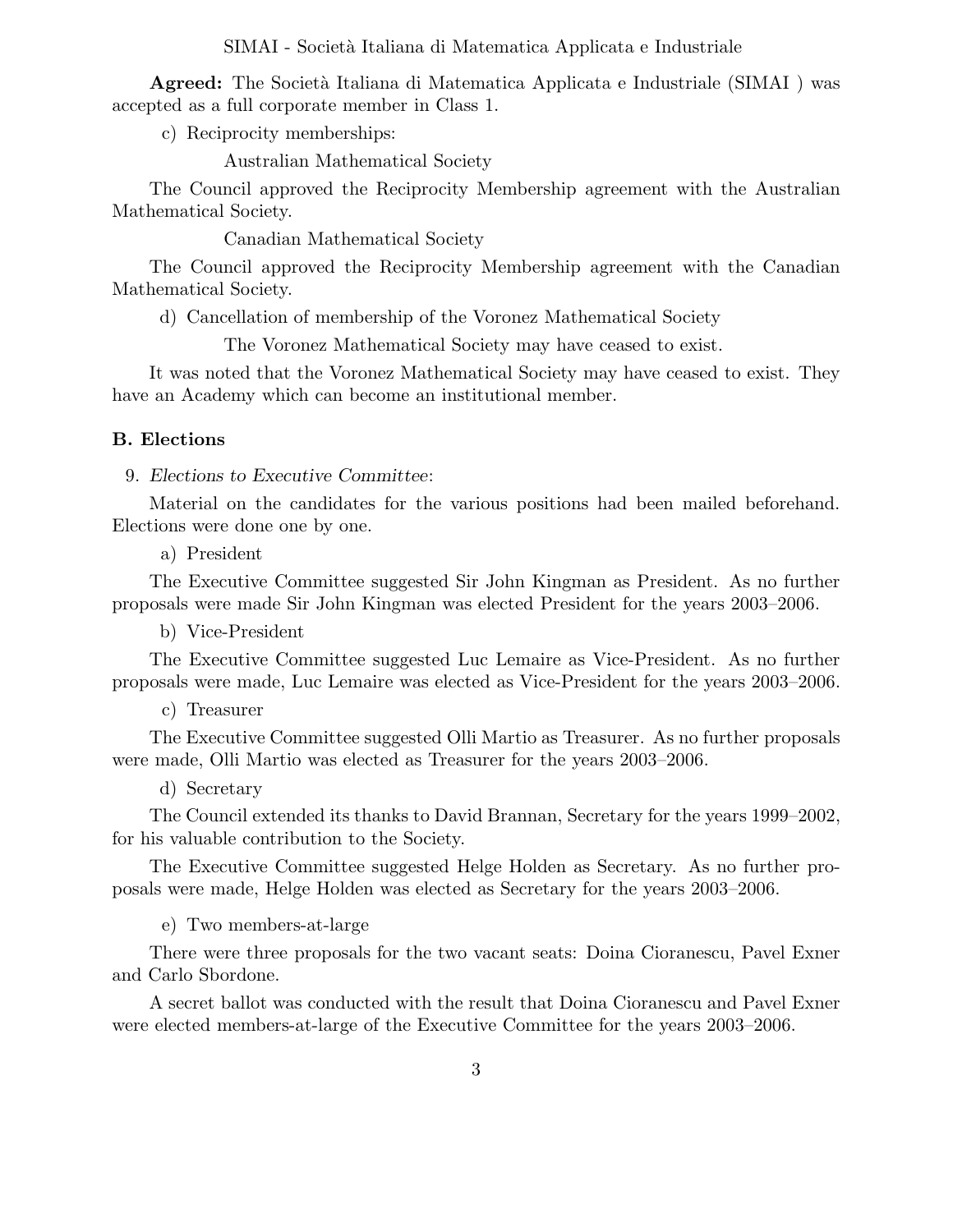SIMAI - Società Italiana di Matematica Applicata e Industriale

**Agreed:** The Società Italiana di Matematica Applicata e Industriale (SIMAI ) was accepted as a full corporate member in Class 1.

c) Reciprocity memberships:

Australian Mathematical Society

The Council approved the Reciprocity Membership agreement with the Australian Mathematical Society.

Canadian Mathematical Society

The Council approved the Reciprocity Membership agreement with the Canadian Mathematical Society.

d) Cancellation of membership of the Voronez Mathematical Society

The Voronez Mathematical Society may have ceased to exist.

It was noted that the Voronez Mathematical Society may have ceased to exist. They have an Academy which can become an institutional member.

## B. Elections

9. *Elections to Executive Committee*:

Material on the candidates for the various positions had been mailed beforehand. Elections were done one by one.

a) President

The Executive Committee suggested Sir John Kingman as President. As no further proposals were made Sir John Kingman was elected President for the years 2003–2006.

b) Vice-President

The Executive Committee suggested Luc Lemaire as Vice-President. As no further proposals were made, Luc Lemaire was elected as Vice-President for the years 2003–2006.

c) Treasurer

The Executive Committee suggested Olli Martio as Treasurer. As no further proposals were made, Olli Martio was elected as Treasurer for the years 2003–2006.

d) Secretary

The Council extended its thanks to David Brannan, Secretary for the years 1999–2002, for his valuable contribution to the Society.

The Executive Committee suggested Helge Holden as Secretary. As no further proposals were made, Helge Holden was elected as Secretary for the years 2003–2006.

e) Two members-at-large

There were three proposals for the two vacant seats: Doina Cioranescu, Pavel Exner and Carlo Sbordone.

A secret ballot was conducted with the result that Doina Cioranescu and Pavel Exner were elected members-at-large of the Executive Committee for the years 2003–2006.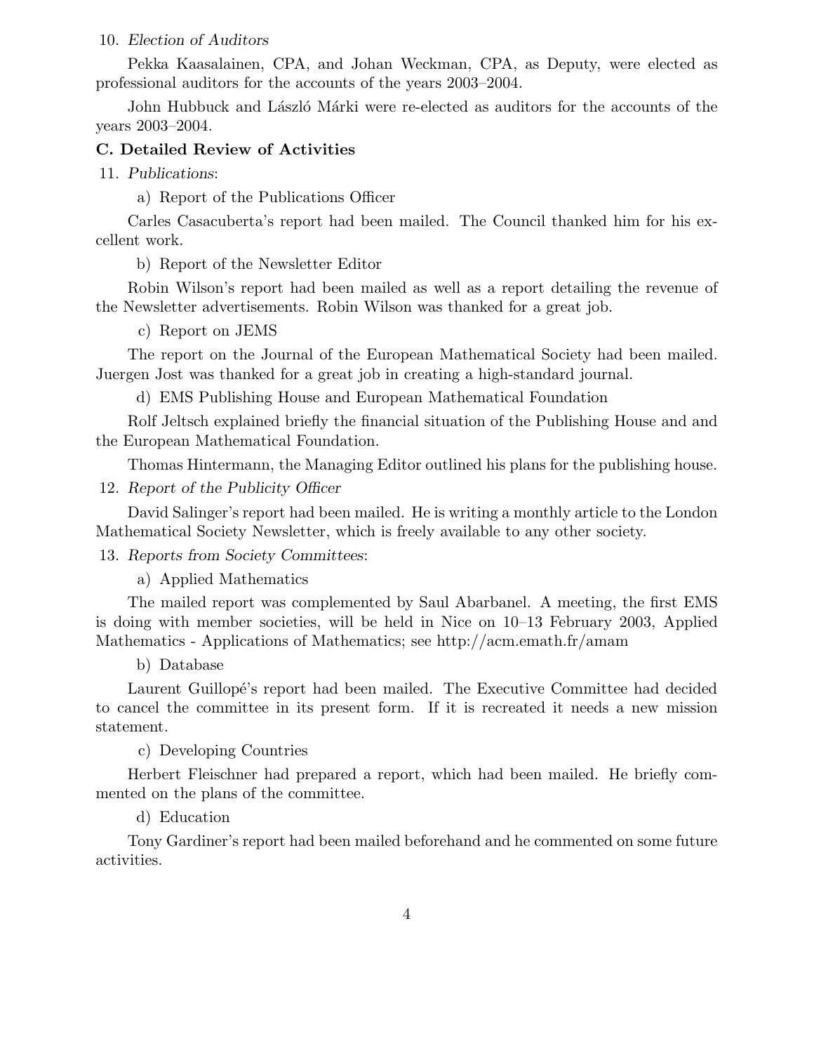10. *Election of Auditors*

Pekka Kaasalainen, CPA, and Johan Weckman, CPA, as Deputy, were elected as professional auditors for the accounts of the years 2003–2004.

John Hubbuck and László Márki were re-elected as auditors for the accounts of the years 2003–2004.

**C. Detailed Review of Activities**

11. *Publications*:

a) Report of the Publications Officer

Carles Casacuberta's report had been mailed. The Council thanked him for his excellent work.

b) Report of the Newsletter Editor

Robin Wilson's report had been mailed as well as a report detailing the revenue of the Newsletter advertisements. Robin Wilson was thanked for a great job.

c) Report on JEMS

The report on the Journal of the European Mathematical Society had been mailed. Juergen Jost was thanked for a great job in creating a high-standard journal.

d) EMS Publishing House and European Mathematical Foundation

Rolf Jeltsch explained briefly the financial situation of the Publishing House and and the European Mathematical Foundation.

Thomas Hintermann, the Managing Editor outlined his plans for the publishing house.

12. *Report of the Publicity Officer*

David Salinger's report had been mailed. He is writing a monthly article to the London Mathematical Society Newsletter, which is freely available to any other society.

13. *Reports from Society Committees*:

a) Applied Mathematics

The mailed report was complemented by Saul Abarbanel. A meeting, the first EMS is doing with member societies, will be held in Nice on 10–13 February 2003, Applied Mathematics - Applications of Mathematics; see http://acm.emath.fr/amam

b) Database

Laurent Guillopé's report had been mailed. The Executive Committee had decided to cancel the committee in its present form. If it is recreated it needs a new mission statement.

c) Developing Countries

Herbert Fleischner had prepared a report, which had been mailed. He briefly commented on the plans of the committee.

d) Education

Tony Gardiner's report had been mailed beforehand and he commented on some future activities.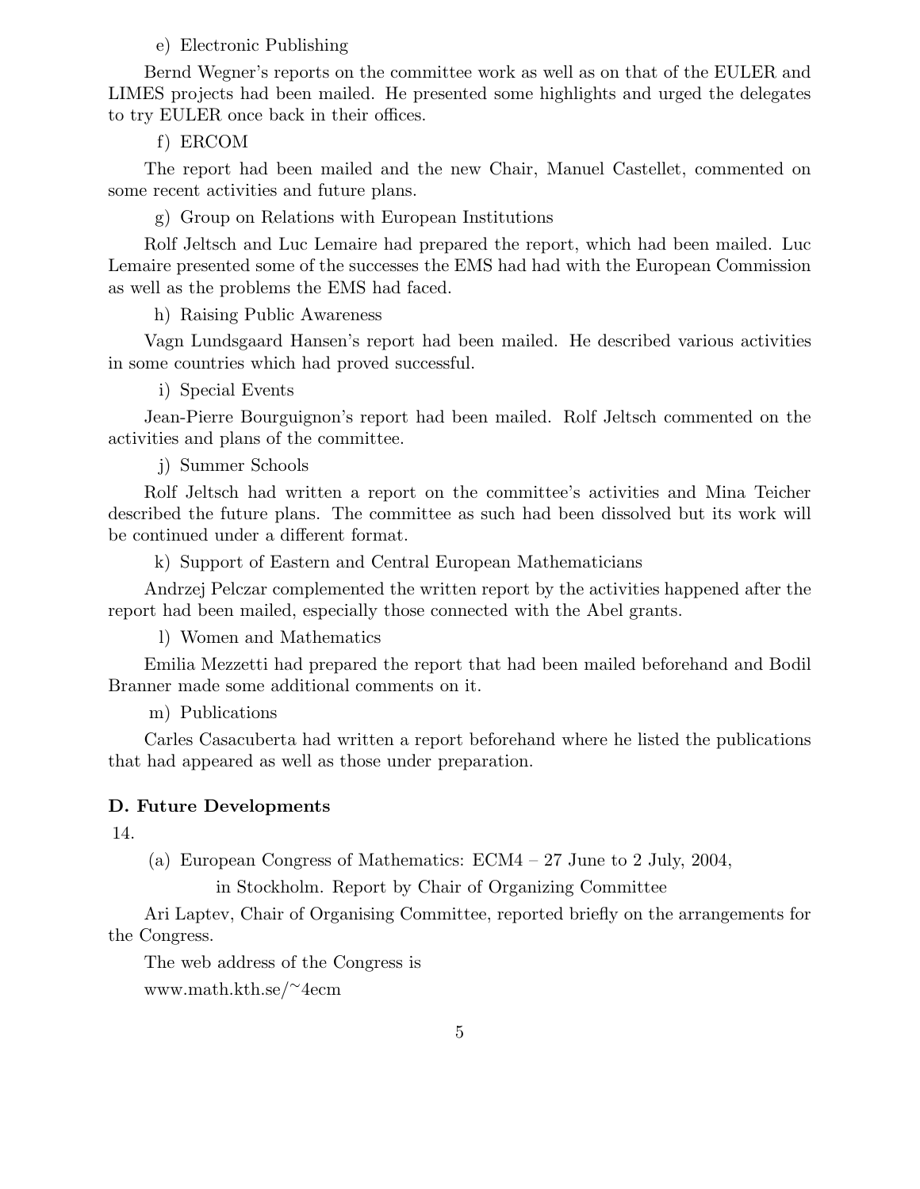e) Electronic Publishing

Bernd Wegner's reports on the committee work as well as on that of the EULER and LIMES projects had been mailed. He presented some highlights and urged the delegates to try EULER once back in their offices.

f) ERCOM

The report had been mailed and the new Chair, Manuel Castellet, commented on some recent activities and future plans.

g) Group on Relations with European Institutions

Rolf Jeltsch and Luc Lemaire had prepared the report, which had been mailed. Luc Lemaire presented some of the successes the EMS had had with the European Commission as well as the problems the EMS had faced.

h) Raising Public Awareness

Vagn Lundsgaard Hansen's report had been mailed. He described various activities in some countries which had proved successful.

i) Special Events

Jean-Pierre Bourguignon's report had been mailed. Rolf Jeltsch commented on the activities and plans of the committee.

j) Summer Schools

Rolf Jeltsch had written a report on the committee's activities and Mina Teicher described the future plans. The committee as such had been dissolved but its work will be continued under a different format.

k) Support of Eastern and Central European Mathematicians

Andrzej Pelczar complemented the written report by the activities happened after the report had been mailed, especially those connected with the Abel grants.

l) Women and Mathematics

Emilia Mezzetti had prepared the report that had been mailed beforehand and Bodil Branner made some additional comments on it.

m) Publications

Carles Casacuberta had written a report beforehand where he listed the publications that had appeared as well as those under preparation.

### D. Future Developments

14.

(a) European Congress of Mathematics: ECM4 – 27 June to 2 July, 2004, in Stockholm. Report by Chair of Organizing Committee

Ari Laptev, Chair of Organising Committee, reported briefly on the arrangements for the Congress.

The web address of the Congress is

www.math.kth.se/~4ecm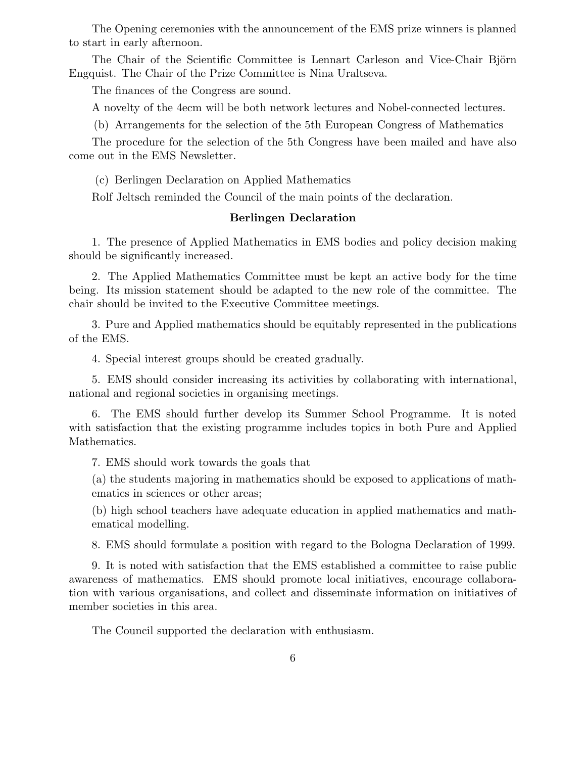The Opening ceremonies with the announcement of the EMS prize winners is planned to start in early afternoon.

The Chair of the Scientific Committee is Lennart Carleson and Vice-Chair Björn Engquist. The Chair of the Prize Committee is Nina Uraltseva.

The finances of the Congress are sound.

A novelty of the 4ecm will be both network lectures and Nobel-connected lectures.

(b) Arrangements for the selection of the 5th European Congress of Mathematics

The procedure for the selection of the 5th Congress have been mailed and have also come out in the EMS Newsletter.

(c) Berlingen Declaration on Applied Mathematics

Rolf Jeltsch reminded the Council of the main points of the declaration.

**Berlingen Declaration**

1. The presence of Applied Mathematics in EMS bodies and policy decision making should be significantly increased.

2. The Applied Mathematics Committee must be kept an active body for the time being. Its mission statement should be adapted to the new role of the committee. The chair should be invited to the Executive Committee meetings.

3. Pure and Applied mathematics should be equitably represented in the publications of the EMS.

4. Special interest groups should be created gradually.

5. EMS should consider increasing its activities by collaborating with international, national and regional societies in organising meetings.

6. The EMS should further develop its Summer School Programme. It is noted with satisfaction that the existing programme includes topics in both Pure and Applied Mathematics.

7. EMS should work towards the goals that

(a) the students majoring in mathematics should be exposed to applications of mathematics in sciences or other areas;

(b) high school teachers have adequate education in applied mathematics and mathematical modelling.

8. EMS should formulate a position with regard to the Bologna Declaration of 1999.

9. It is noted with satisfaction that the EMS established a committee to raise public awareness of mathematics. EMS should promote local initiatives, encourage collaboration with various organisations, and collect and disseminate information on initiatives of member societies in this area.

The Council supported the declaration with enthusiasm.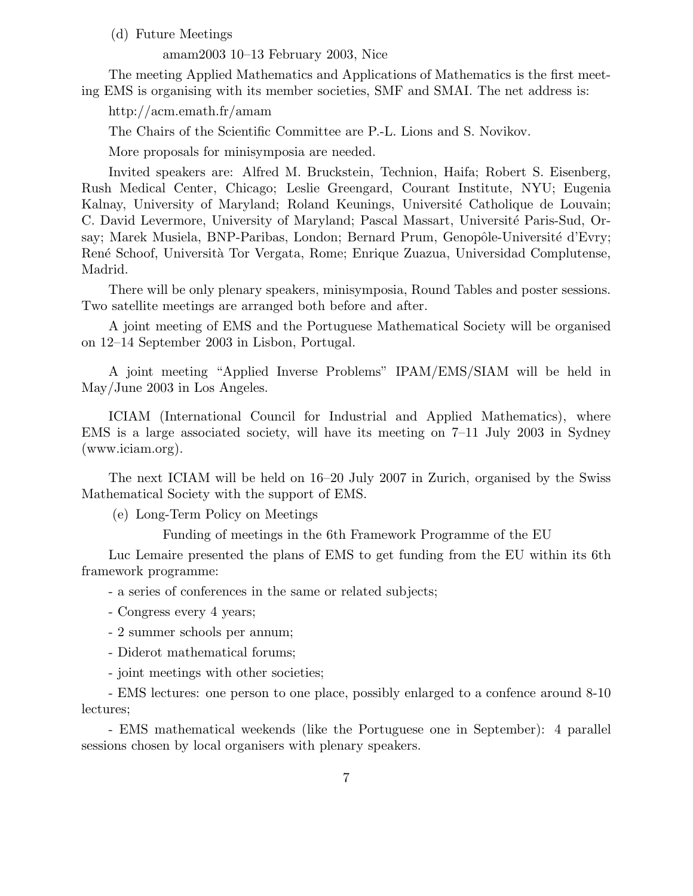(d) Future Meetings

amam2003 10–13 February 2003, Nice

The meeting Applied Mathematics and Applications of Mathematics is the first meeting EMS is organising with its member societies, SMF and SMAI. The net address is:

http://acm.emath.fr/amam

The Chairs of the Scientific Committee are P.-L. Lions and S. Novikov.

More proposals for minisymposia are needed.

Invited speakers are: Alfred M. Bruckstein, Technion, Haifa; Robert S. Eisenberg, Rush Medical Center, Chicago; Leslie Greengard, Courant Institute, NYU; Eugenia Kalnay, University of Maryland; Roland Keunings, Université Catholique de Louvain; C. David Levermore, University of Maryland; Pascal Massart, Université Paris-Sud, Orsay; Marek Musiela, BNP-Paribas, London; Bernard Prum, Genopôle-Université d'Evry; René Schoof, Università Tor Vergata, Rome; Enrique Zuazua, Universidad Complutense, Madrid.

There will be only plenary speakers, minisymposia, Round Tables and poster sessions. Two satellite meetings are arranged both before and after.

A joint meeting of EMS and the Portuguese Mathematical Society will be organised on 12–14 September 2003 in Lisbon, Portugal.

A joint meeting "Applied Inverse Problems" IPAM/EMS/SIAM will be held in May/June 2003 in Los Angeles.

ICIAM (International Council for Industrial and Applied Mathematics), where EMS is a large associated society, will have its meeting on 7–11 July 2003 in Sydney (www.iciam.org).

The next ICIAM will be held on 16–20 July 2007 in Zurich, organised by the Swiss Mathematical Society with the support of EMS.

(e) Long-Term Policy on Meetings

Funding of meetings in the 6th Framework Programme of the EU

Luc Lemaire presented the plans of EMS to get funding from the EU within its 6th framework programme:

- a series of conferences in the same or related subjects;

- Congress every 4 years;

- 2 summer schools per annum;

- Diderot mathematical forums;

- joint meetings with other societies;

- EMS lectures: one person to one place, possibly enlarged to a confence around 8-10 lectures;

- EMS mathematical weekends (like the Portuguese one in September): 4 parallel sessions chosen by local organisers with plenary speakers.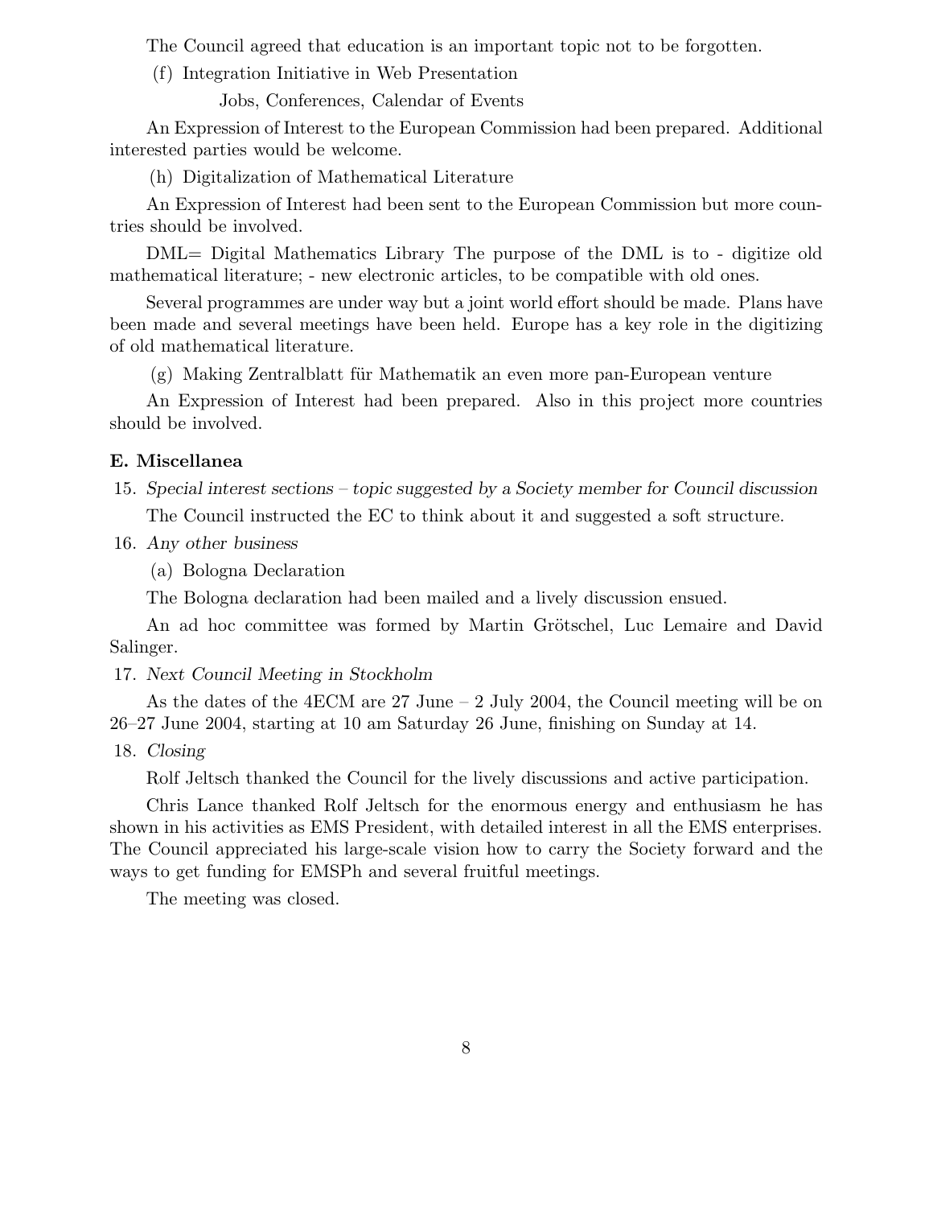The Council agreed that education is an important topic not to be forgotten.

(f) Integration Initiative in Web Presentation

Jobs, Conferences, Calendar of Events

An Expression of Interest to the European Commission had been prepared. Additional interested parties would be welcome.

(h) Digitalization of Mathematical Literature

An Expression of Interest had been sent to the European Commission but more countries should be involved.

DML= Digital Mathematics Library The purpose of the DML is to - digitize old mathematical literature; - new electronic articles, to be compatible with old ones.

Several programmes are under way but a joint world effort should be made. Plans have been made and several meetings have been held. Europe has a key role in the digitizing of old mathematical literature.

(g) Making Zentralblatt für Mathematik an even more pan-European venture

An Expression of Interest had been prepared. Also in this project more countries should be involved.

### E. Miscellanea

15. *Special interest sections – topic suggested by a Society member for Council discussion*

The Council instructed the EC to think about it and suggested a soft structure.

16. *Any other business*

(a) Bologna Declaration

The Bologna declaration had been mailed and a lively discussion ensued.

An ad hoc committee was formed by Martin Grötschel, Luc Lemaire and David Salinger.

17. *Next Council Meeting in Stockholm*

As the dates of the 4ECM are 27 June – 2 July 2004, the Council meeting will be on 26–27 June 2004, starting at 10 am Saturday 26 June, finishing on Sunday at 14.

18. *Closing*

Rolf Jeltsch thanked the Council for the lively discussions and active participation.

Chris Lance thanked Rolf Jeltsch for the enormous energy and enthusiasm he has shown in his activities as EMS President, with detailed interest in all the EMS enterprises. The Council appreciated his large-scale vision how to carry the Society forward and the ways to get funding for EMSPh and several fruitful meetings.

The meeting was closed.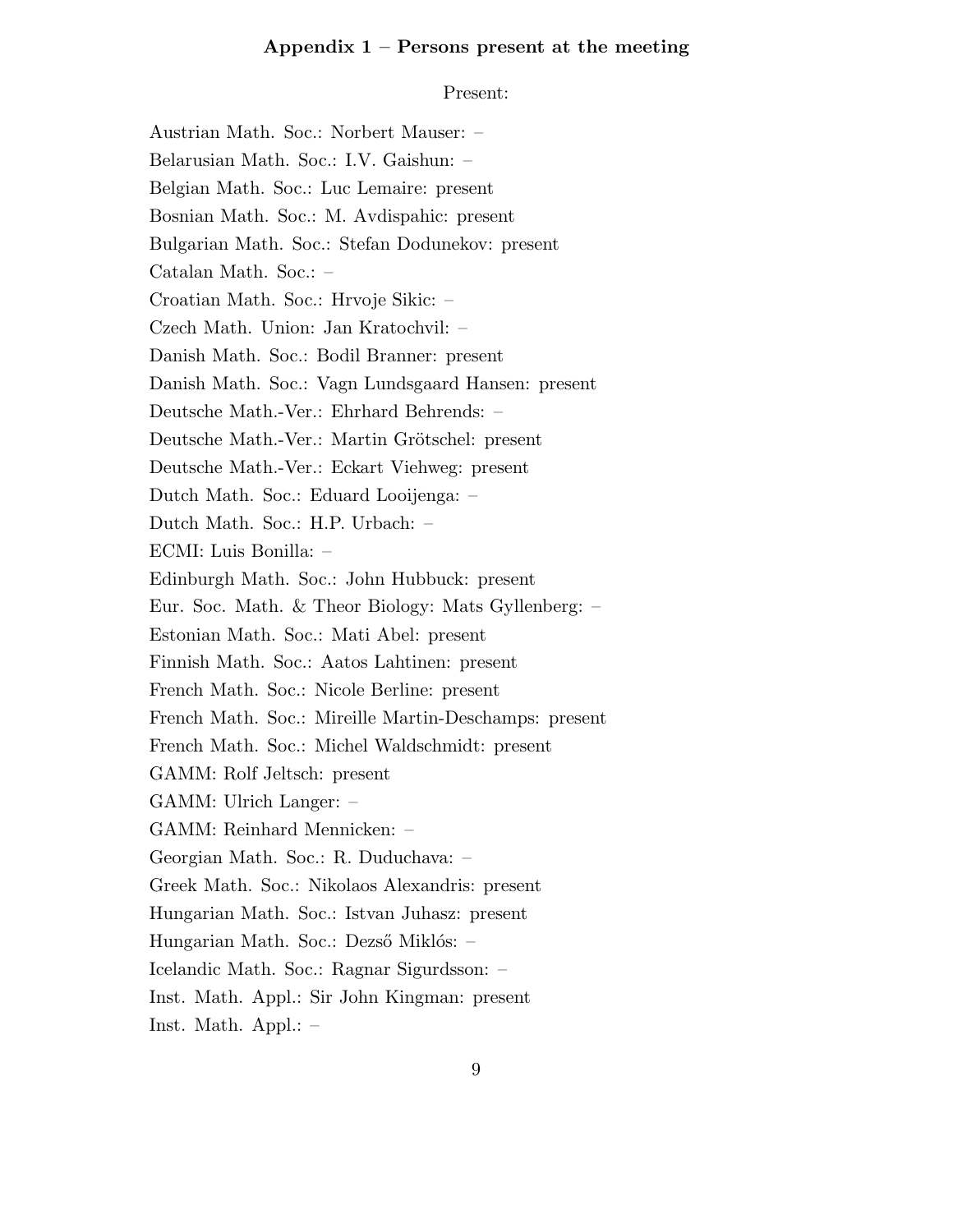**Appendix 1 – Persons present at the meeting**

Present:

Austrian Math. Soc.: Norbert Mauser: –

Belarusian Math. Soc.: I.V. Gaishun: –

Belgian Math. Soc.: Luc Lemaire: present

Bosnian Math. Soc.: M. Avdispahic: present

Bulgarian Math. Soc.: Stefan Dodunekov: present

Catalan Math. Soc.: –

Croatian Math. Soc.: Hrvoje Sikic: –

Czech Math. Union: Jan Kratochvil: –

Danish Math. Soc.: Bodil Branner: present

Danish Math. Soc.: Vagn Lundsgaard Hansen: present

Deutsche Math.-Ver.: Ehrhard Behrends: –

Deutsche Math.-Ver.: Martin Grötschel: present

Deutsche Math.-Ver.: Eckart Viehweg: present

Dutch Math. Soc.: Eduard Looijenga: –

Dutch Math. Soc.: H.P. Urbach: –

ECMI: Luis Bonilla: –

Edinburgh Math. Soc.: John Hubbuck: present

Eur. Soc. Math. & Theor Biology: Mats Gyllenberg: –

Estonian Math. Soc.: Mati Abel: present

Finnish Math. Soc.: Aatos Lahtinen: present

French Math. Soc.: Nicole Berline: present

French Math. Soc.: Mireille Martin-Deschamps: present

French Math. Soc.: Michel Waldschmidt: present

GAMM: Rolf Jeltsch: present

GAMM: Ulrich Langer: –

GAMM: Reinhard Mennicken: –

Georgian Math. Soc.: R. Duduchava: –

Greek Math. Soc.: Nikolaos Alexandris: present

Hungarian Math. Soc.: Istvan Juhasz: present

Hungarian Math. Soc.: Dezső Miklós: –

Icelandic Math. Soc.: Ragnar Sigurdsson: –

Inst. Math. Appl.: Sir John Kingman: present

Inst. Math. Appl.: –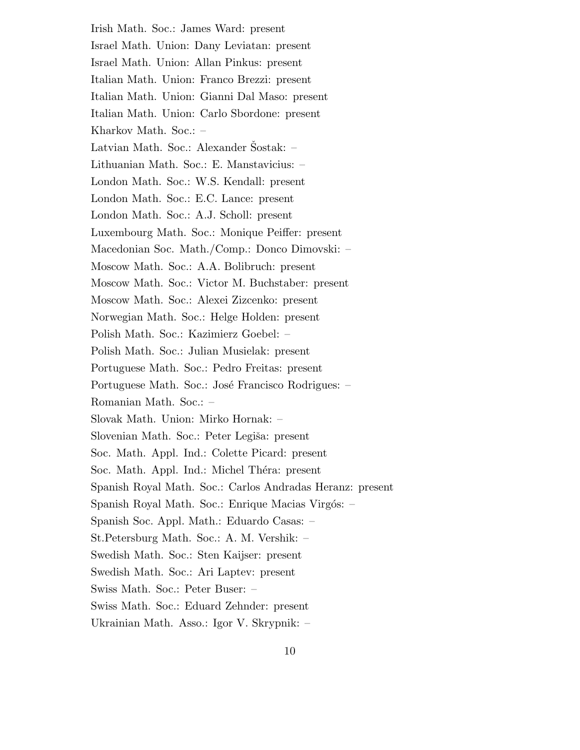Irish Math. Soc.: James Ward: present

Israel Math. Union: Dany Leviatan: present

Israel Math. Union: Allan Pinkus: present

Italian Math. Union: Franco Brezzi: present

Italian Math. Union: Gianni Dal Maso: present

Italian Math. Union: Carlo Sbordone: present

Kharkov Math. Soc.: –

Latvian Math. Soc.: Alexander Šostak: –

Lithuanian Math. Soc.: E. Manstavicius: –

London Math. Soc.: W.S. Kendall: present

London Math. Soc.: E.C. Lance: present

London Math. Soc.: A.J. Scholl: present

Luxembourg Math. Soc.: Monique Peiffer: present

Macedonian Soc. Math./Comp.: Donco Dimovski: –

Moscow Math. Soc.: A.A. Bolibruch: present

Moscow Math. Soc.: Victor M. Buchstaber: present

Moscow Math. Soc.: Alexei Zizcenko: present

Norwegian Math. Soc.: Helge Holden: present

Polish Math. Soc.: Kazimierz Goebel: –

Polish Math. Soc.: Julian Musielak: present

Portuguese Math. Soc.: Pedro Freitas: present

Portuguese Math. Soc.: José Francisco Rodrigues: –

Romanian Math. Soc.: –

Slovak Math. Union: Mirko Hornak: –

Slovenian Math. Soc.: Peter Legiša: present

Soc. Math. Appl. Ind.: Colette Picard: present

Soc. Math. Appl. Ind.: Michel Théra: present

Spanish Royal Math. Soc.: Carlos Andradas Heranz: present

Spanish Royal Math. Soc.: Enrique Macias Virgós: –

Spanish Soc. Appl. Math.: Eduardo Casas: –

St.Petersburg Math. Soc.: A. M. Vershik: –

Swedish Math. Soc.: Sten Kaijser: present

Swedish Math. Soc.: Ari Laptev: present

Swiss Math. Soc.: Peter Buser: –

Swiss Math. Soc.: Eduard Zehnder: present

Ukrainian Math. Asso.: Igor V. Skrypnik: –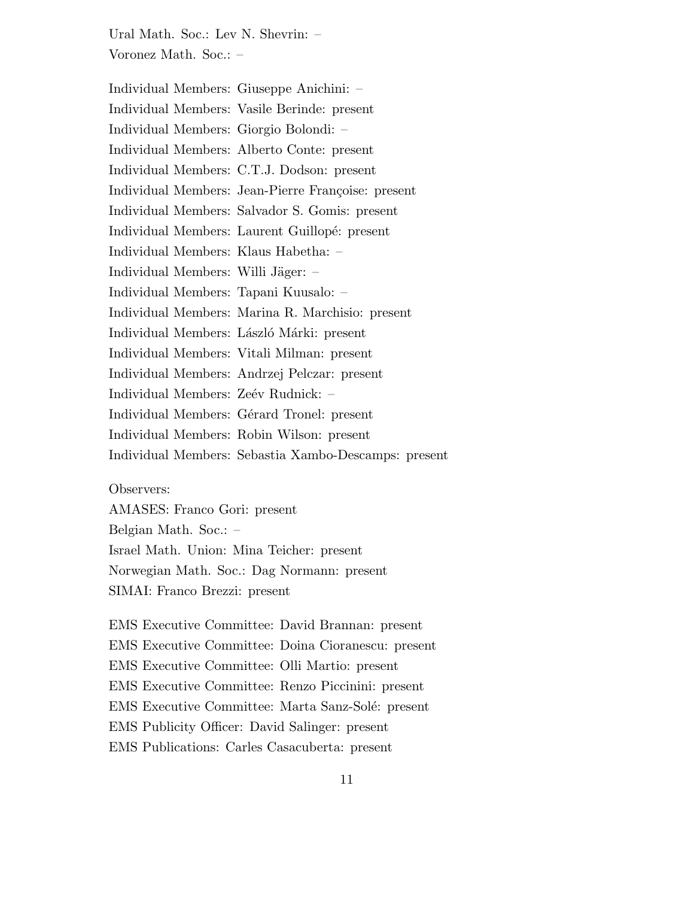Ural Math. Soc.: Lev N. Shevrin: –
Voronez Math. Soc.: –

Individual Members: Giuseppe Anichini: –
Individual Members: Vasile Berinde: present
Individual Members: Giorgio Bolondi: –
Individual Members: Alberto Conte: present
Individual Members: C.T.J. Dodson: present
Individual Members: Jean-Pierre Françoise: present
Individual Members: Salvador S. Gomis: present
Individual Members: Laurent Guillopé: present
Individual Members: Klaus Habetha: –
Individual Members: Willi Jäger: –
Individual Members: Tapani Kuusalo: –
Individual Members: Marina R. Marchisio: present
Individual Members: László Márki: present
Individual Members: Vitali Milman: present
Individual Members: Andrzej Pelczar: present
Individual Members: Zeév Rudnick: –
Individual Members: Gérard Tronel: present
Individual Members: Robin Wilson: present
Individual Members: Sebastia Xambo-Descamps: present

Observers:
AMASES: Franco Gori: present
Belgian Math. Soc.: –
Israel Math. Union: Mina Teicher: present
Norwegian Math. Soc.: Dag Normann: present
SIMAI: Franco Brezzi: present

EMS Executive Committee: David Brannan: present
EMS Executive Committee: Doina Cioranescu: present
EMS Executive Committee: Olli Martio: present
EMS Executive Committee: Renzo Piccinini: present
EMS Executive Committee: Marta Sanz-Solé: present
EMS Publicity Officer: David Salinger: present
EMS Publications: Carles Casacuberta: present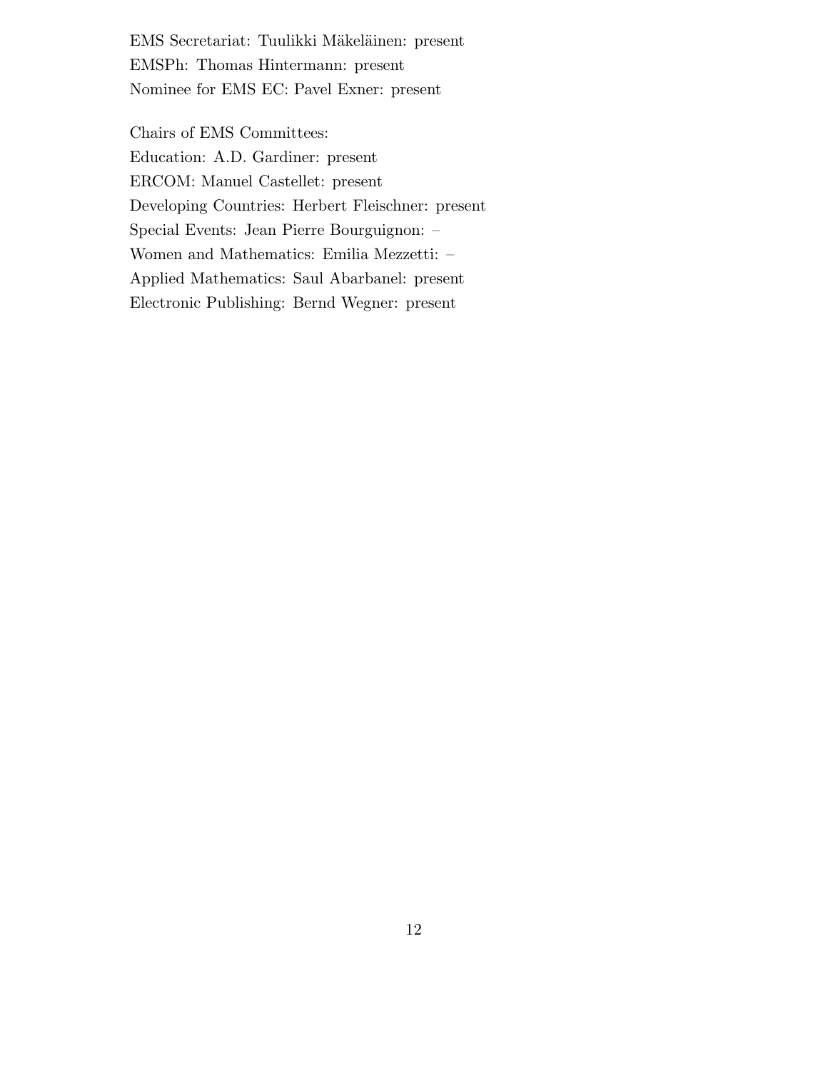EMS Secretariat: Tuulikki Mäkeläinen: present
EMSPh: Thomas Hintermann: present
Nominee for EMS EC: Pavel Exner: present

Chairs of EMS Committees:
Education: A.D. Gardiner: present
ERCOM: Manuel Castellet: present
Developing Countries: Herbert Fleischner: present
Special Events: Jean Pierre Bourguignon: –
Women and Mathematics: Emilia Mezzetti: –
Applied Mathematics: Saul Abarbanel: present
Electronic Publishing: Bernd Wegner: present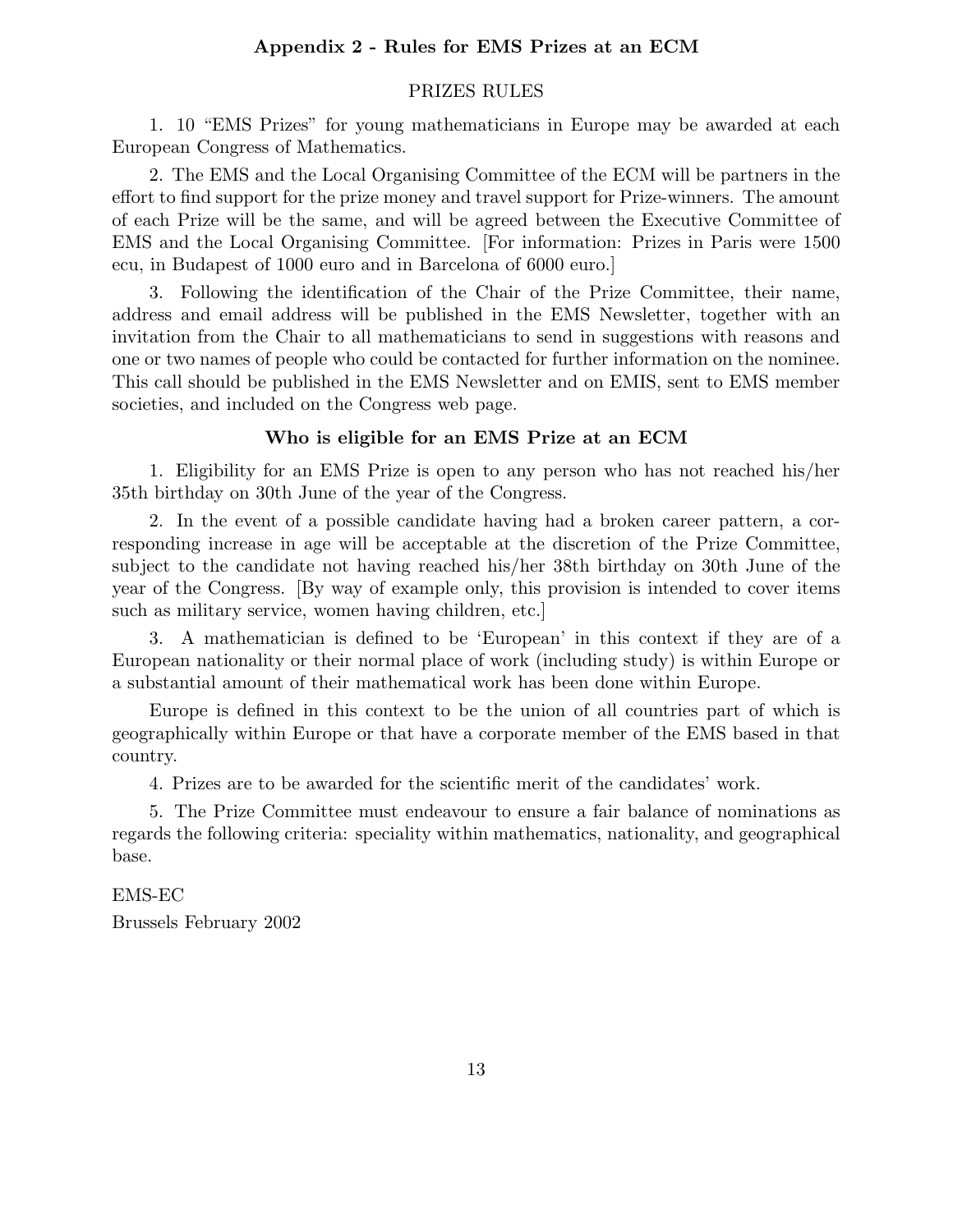## Appendix 2 - Rules for EMS Prizes at an ECM

PRIZES RULES

1. 10 "EMS Prizes" for young mathematicians in Europe may be awarded at each European Congress of Mathematics.

2. The EMS and the Local Organising Committee of the ECM will be partners in the effort to find support for the prize money and travel support for Prize-winners. The amount of each Prize will be the same, and will be agreed between the Executive Committee of EMS and the Local Organising Committee. [For information: Prizes in Paris were 1500 ecu, in Budapest of 1000 euro and in Barcelona of 6000 euro.]

3. Following the identification of the Chair of the Prize Committee, their name, address and email address will be published in the EMS Newsletter, together with an invitation from the Chair to all mathematicians to send in suggestions with reasons and one or two names of people who could be contacted for further information on the nominee. This call should be published in the EMS Newsletter and on EMIS, sent to EMS member societies, and included on the Congress web page.

### Who is eligible for an EMS Prize at an ECM

1. Eligibility for an EMS Prize is open to any person who has not reached his/her 35th birthday on 30th June of the year of the Congress.

2. In the event of a possible candidate having had a broken career pattern, a corresponding increase in age will be acceptable at the discretion of the Prize Committee, subject to the candidate not having reached his/her 38th birthday on 30th June of the year of the Congress. [By way of example only, this provision is intended to cover items such as military service, women having children, etc.]

3. A mathematician is defined to be 'European' in this context if they are of a European nationality or their normal place of work (including study) is within Europe or a substantial amount of their mathematical work has been done within Europe.

Europe is defined in this context to be the union of all countries part of which is geographically within Europe or that have a corporate member of the EMS based in that country.

4. Prizes are to be awarded for the scientific merit of the candidates' work.

5. The Prize Committee must endeavour to ensure a fair balance of nominations as regards the following criteria: speciality within mathematics, nationality, and geographical base.

EMS-EC

Brussels February 2002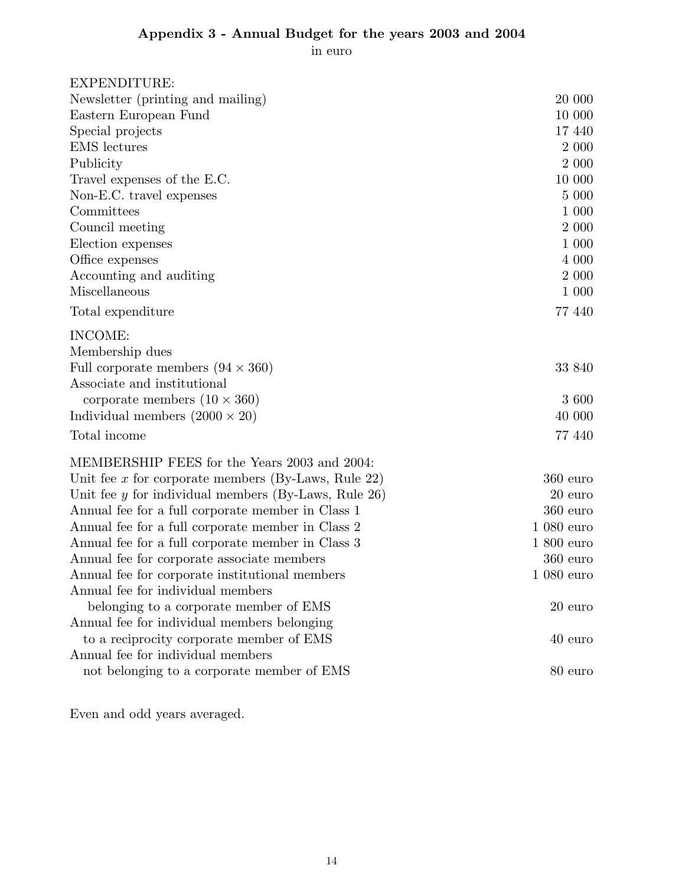## Appendix 3 - Annual Budget for the years 2003 and 2004

in euro

| | |
|---|---|
| EXPENDITURE: | |
| Newsletter (printing and mailing) | 20 000 |
| Eastern European Fund | 10 000 |
| Special projects | 17 440 |
| EMS lectures | 2 000 |
| Publicity | 2 000 |
| Travel expenses of the E.C. | 10 000 |
| Non-E.C. travel expenses | 5 000 |
| Committees | 1 000 |
| Council meeting | 2 000 |
| Election expenses | 1 000 |
| Office expenses | 4 000 |
| Accounting and auditing | 2 000 |
| Miscellaneous | 1 000 |
| Total expenditure | 77 440 |
| INCOME: | |
| Membership dues | |
| Full corporate members ($94 \times 360$) | 33 840 |
| Associate and institutional corporate members ($10 \times 360$) | 3 600 |
| Individual members ($2000 \times 20$) | 40 000 |
| Total income | 77 440 |
| MEMBERSHIP FEES for the Years 2003 and 2004: | |
| Unit fee $x$ for corporate members (By-Laws, Rule 22) | 360 euro |
| Unit fee $y$ for individual members (By-Laws, Rule 26) | 20 euro |
| Annual fee for a full corporate member in Class 1 | 360 euro |
| Annual fee for a full corporate member in Class 2 | 1 080 euro |
| Annual fee for a full corporate member in Class 3 | 1 800 euro |
| Annual fee for corporate associate members | 360 euro |
| Annual fee for corporate institutional members | 1 080 euro |
| Annual fee for individual members belonging to a corporate member of EMS | 20 euro |
| Annual fee for individual members belonging to a reciprocity corporate member of EMS | 40 euro |
| Annual fee for individual members not belonging to a corporate member of EMS | 80 euro |

Even and odd years averaged.